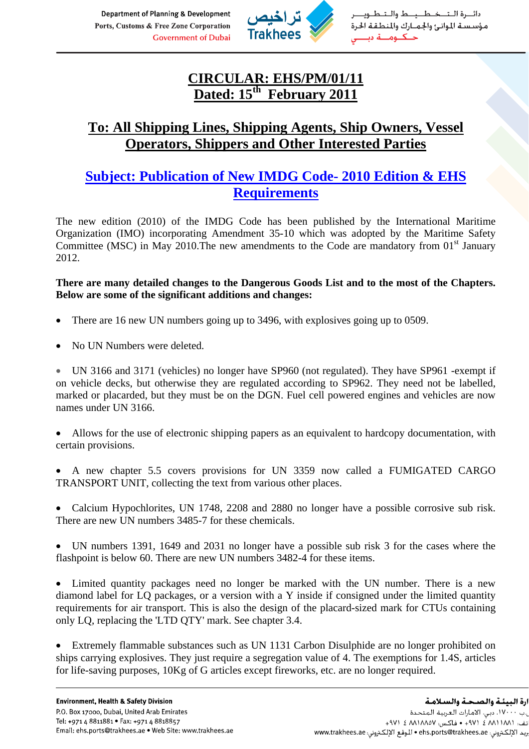# CIRCULAR: EHS/PM/01/11

## Dated: 15th February 2011

## To: All Shipping Lines, Shipping Agents, Ship Owners, Vessel Operators, Shippers and Other Interested Parties

## Subject: Publication of New IMDG Code- 2010 Edition & EHS Requirements

The new edition (2010) of the IMDG Code has been published by the International Maritime Organization (IMO) incorporating Amendment 35-10 which was adopted by the Maritime Safety Committee (MSC) in May 2010.The new amendments to the Code are mandatory from 01st January 2012.

**There are many detailed changes to the Dangerous Goods List and to the most of the Chapters. Below are some of the significant additions and changes:**

- There are 16 new UN numbers going up to 3496, with explosives going up to 0509.
- No UN Numbers were deleted.
- UN 3166 and 3171 (vehicles) no longer have SP960 (not regulated). They have SP961 -exempt if on vehicle decks, but otherwise they are regulated according to SP962. They need not be labelled, marked or placarded, but they must be on the DGN. Fuel cell powered engines and vehicles are now names under UN 3166.
- Allows for the use of electronic shipping papers as an equivalent to hardcopy documentation, with certain provisions.
- A new chapter 5.5 covers provisions for UN 3359 now called a FUMIGATED CARGO TRANSPORT UNIT, collecting the text from various other places.
- Calcium Hypochlorites, UN 1748, 2208 and 2880 no longer have a possible corrosive sub risk. There are new UN numbers 3485-7 for these chemicals.
- UN numbers 1391, 1649 and 2031 no longer have a possible sub risk 3 for the cases where the flashpoint is below 60. There are new UN numbers 3482-4 for these items.
- Limited quantity packages need no longer be marked with the UN number. There is a new diamond label for LQ packages, or a version with a Y inside if consigned under the limited quantity requirements for air transport. This is also the design of the placard-sized mark for CTUs containing only LQ, replacing the 'LTD QTY' mark. See chapter 3.4.
- Extremely flammable substances such as UN 1131 Carbon Disulphide are no longer prohibited on ships carrying explosives. They just require a segregation value of 4. The exemptions for 1.4S, articles for life-saving purposes, 10Kg of G articles except fireworks, etc. are no longer required.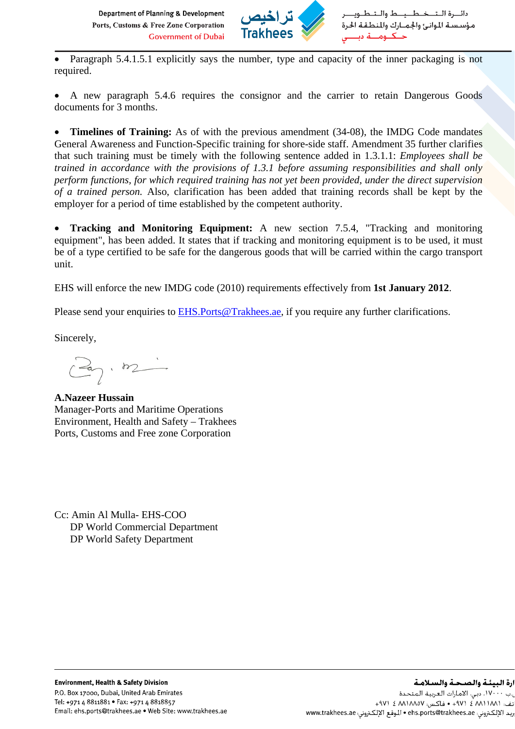- Paragraph 5.4.1.5.1 explicitly says the number, type and capacity of the inner packaging is not required.

- A new paragraph 5.4.6 requires the consignor and the carrier to retain Dangerous Goods documents for 3 months.

- **Timelines of Training:** As of with the previous amendment (34-08), the IMDG Code mandates General Awareness and Function-Specific training for shore-side staff. Amendment 35 further clarifies that such training must be timely with the following sentence added in 1.3.1.1: *Employees shall be trained in accordance with the provisions of 1.3.1 before assuming responsibilities and shall only perform functions, for which required training has not yet been provided, under the direct supervision of a trained person.* Also, clarification has been added that training records shall be kept by the employer for a period of time established by the competent authority.

- **Tracking and Monitoring Equipment:** A new section 7.5.4, "Tracking and monitoring equipment", has been added. It states that if tracking and monitoring equipment is to be used, it must be of a type certified to be safe for the dangerous goods that will be carried within the cargo transport unit.

EHS will enforce the new IMDG code (2010) requirements effectively from **1st January 2012**.

Please send your enquiries to EHS.Ports@Trakhees.ae, if you require any further clarifications.

Sincerely,

**A.Nazeer Hussain**
Manager-Ports and Maritime Operations
Environment, Health and Safety – Trakhees
Ports, Customs and Free zone Corporation

Cc: Amin Al Mulla- EHS-COO
DP World Commercial Department
DP World Safety Department